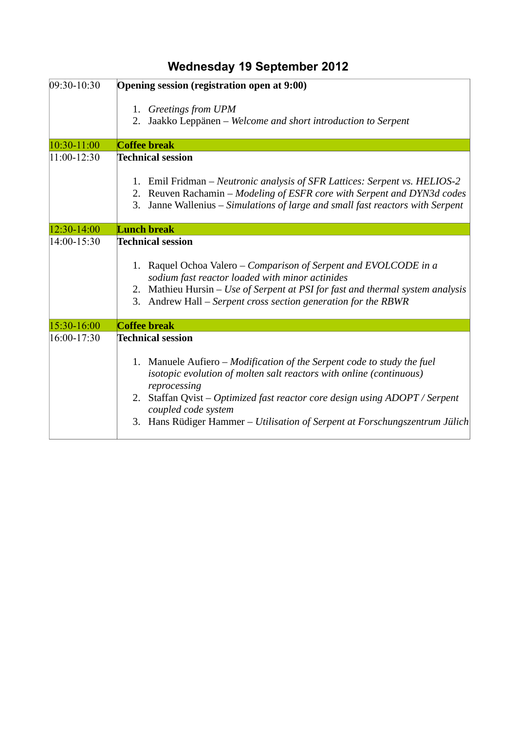# Wednesday 19 September 2012

| | |
|---|---|
| 09:30-10:30 | **Opening session (registration open at 9:00)**<br><br>1. *Greetings from UPM*<br>2. Jaakko Leppänen – *Welcome and short introduction to Serpent* |
| 10:30-11:00 | **Coffee break** |
| 11:00-12:30 | **Technical session**<br><br>1. Emil Fridman – *Neutronic analysis of SFR Lattices: Serpent vs. HELIOS-2*<br>2. Reuven Rachamin – *Modeling of ESFR core with Serpent and DYN3d codes*<br>3. Janne Wallenius – *Simulations of large and small fast reactors with Serpent* |
| 12:30-14:00 | **Lunch break** |
| 14:00-15:30 | **Technical session**<br><br>1. Raquel Ochoa Valero – *Comparison of Serpent and EVOLCODE in a sodium fast reactor loaded with minor actinides*<br>2. Mathieu Hursin – *Use of Serpent at PSI for fast and thermal system analysis*<br>3. Andrew Hall – *Serpent cross section generation for the RBWR* |
| 15:30-16:00 | **Coffee break** |
| 16:00-17:30 | **Technical session**<br><br>1. Manuele Aufiero – *Modification of the Serpent code to study the fuel isotopic evolution of molten salt reactors with online (continuous) reprocessing*<br>2. Staffan Qvist – *Optimized fast reactor core design using ADOPT / Serpent coupled code system*<br>3. Hans Rüdiger Hammer – *Utilisation of Serpent at Forschungszentrum Jülich* |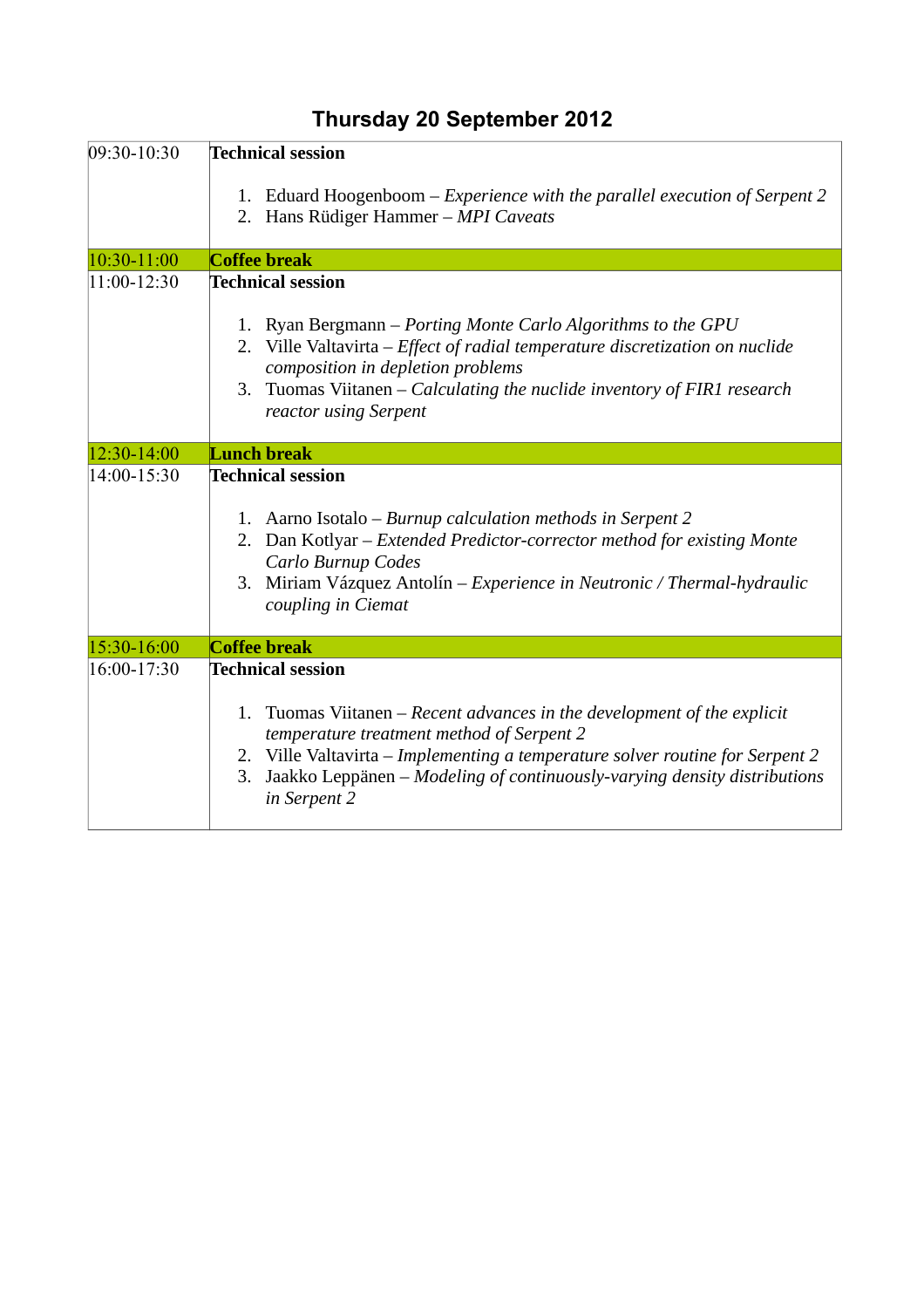# Thursday 20 September 2012

| | |
|---|---|
| 09:30-10:30 | **Technical session**<br><br>1. Eduard Hoogenboom – *Experience with the parallel execution of Serpent 2*<br>2. Hans Rüdiger Hammer – *MPI Caveats* |
| 10:30-11:00 | **Coffee break** |
| 11:00-12:30 | **Technical session**<br><br>1. Ryan Bergmann – *Porting Monte Carlo Algorithms to the GPU*<br>2. Ville Valtavirta – *Effect of radial temperature discretization on nuclide composition in depletion problems*<br>3. Tuomas Viitanen – *Calculating the nuclide inventory of FIR1 research reactor using Serpent* |
| 12:30-14:00 | **Lunch break** |
| 14:00-15:30 | **Technical session**<br><br>1. Aarno Isotalo – *Burnup calculation methods in Serpent 2*<br>2. Dan Kotlyar – *Extended Predictor-corrector method for existing Monte Carlo Burnup Codes*<br>3. Miriam Vázquez Antolín – *Experience in Neutronic / Thermal-hydraulic coupling in Ciemat* |
| 15:30-16:00 | **Coffee break** |
| 16:00-17:30 | **Technical session**<br><br>1. Tuomas Viitanen – *Recent advances in the development of the explicit temperature treatment method of Serpent 2*<br>2. Ville Valtavirta – *Implementing a temperature solver routine for Serpent 2*<br>3. Jaakko Leppänen – *Modeling of continuously-varying density distributions in Serpent 2* |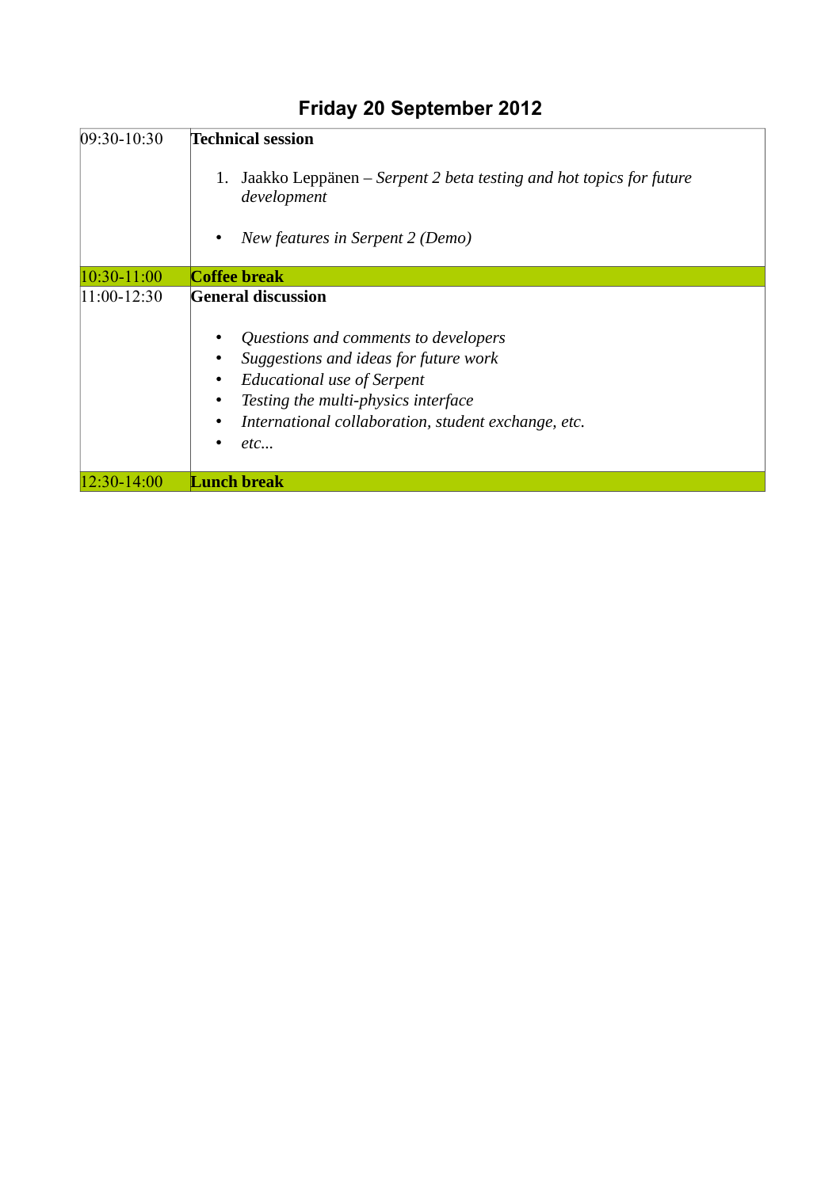## Friday 20 September 2012

| | |
|---|---|
| 09:30-10:30 | **Technical session**<br><br>1. Jaakko Leppänen – *Serpent 2 beta testing and hot topics for future development*<br><br>• *New features in Serpent 2 (Demo)* |
| 10:30-11:00 | **Coffee break** |
| 11:00-12:30 | **General discussion**<br><br>• *Questions and comments to developers*<br>• *Suggestions and ideas for future work*<br>• *Educational use of Serpent*<br>• *Testing the multi-physics interface*<br>• *International collaboration, student exchange, etc.*<br>• *etc...* |
| 12:30-14:00 | **Lunch break** |